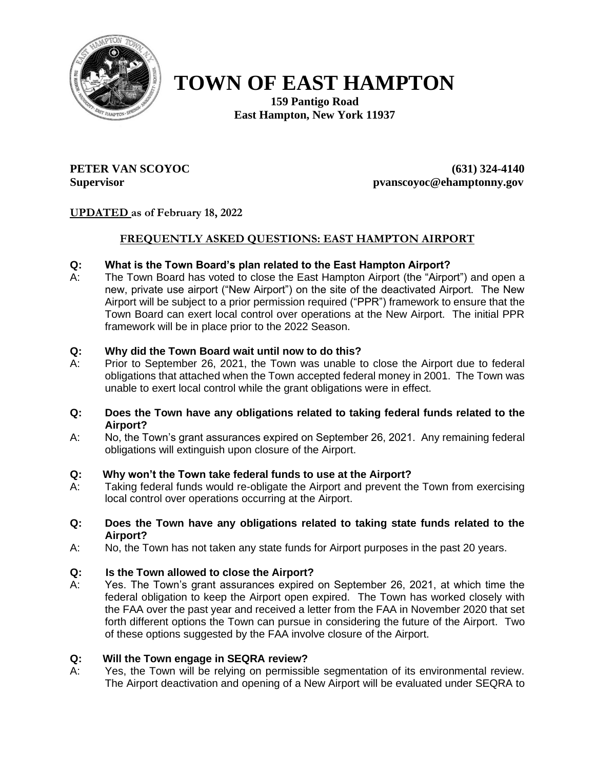# TOWN OF EAST HAMPTON

**159 Pantigo Road**
**East Hampton, New York 11937**

**PETER VAN SCOYOC** **(631) 324-4140**
**Supervisor** **pvanscoyoc@ehamptonny.gov**

**UPDATED as of February 18, 2022**

## FREQUENTLY ASKED QUESTIONS: EAST HAMPTON AIRPORT

**Q: What is the Town Board's plan related to the East Hampton Airport?**

A: The Town Board has voted to close the East Hampton Airport (the "Airport") and open a new, private use airport ("New Airport") on the site of the deactivated Airport. The New Airport will be subject to a prior permission required ("PPR") framework to ensure that the Town Board can exert local control over operations at the New Airport. The initial PPR framework will be in place prior to the 2022 Season.

**Q: Why did the Town Board wait until now to do this?**

A: Prior to September 26, 2021, the Town was unable to close the Airport due to federal obligations that attached when the Town accepted federal money in 2001. The Town was unable to exert local control while the grant obligations were in effect.

**Q: Does the Town have any obligations related to taking federal funds related to the Airport?**

A: No, the Town's grant assurances expired on September 26, 2021. Any remaining federal obligations will extinguish upon closure of the Airport.

**Q: Why won't the Town take federal funds to use at the Airport?**

A: Taking federal funds would re-obligate the Airport and prevent the Town from exercising local control over operations occurring at the Airport.

**Q: Does the Town have any obligations related to taking state funds related to the Airport?**

A: No, the Town has not taken any state funds for Airport purposes in the past 20 years.

**Q: Is the Town allowed to close the Airport?**

A: Yes. The Town's grant assurances expired on September 26, 2021, at which time the federal obligation to keep the Airport open expired. The Town has worked closely with the FAA over the past year and received a letter from the FAA in November 2020 that set forth different options the Town can pursue in considering the future of the Airport. Two of these options suggested by the FAA involve closure of the Airport.

**Q: Will the Town engage in SEQRA review?**

A: Yes, the Town will be relying on permissible segmentation of its environmental review. The Airport deactivation and opening of a New Airport will be evaluated under SEQRA to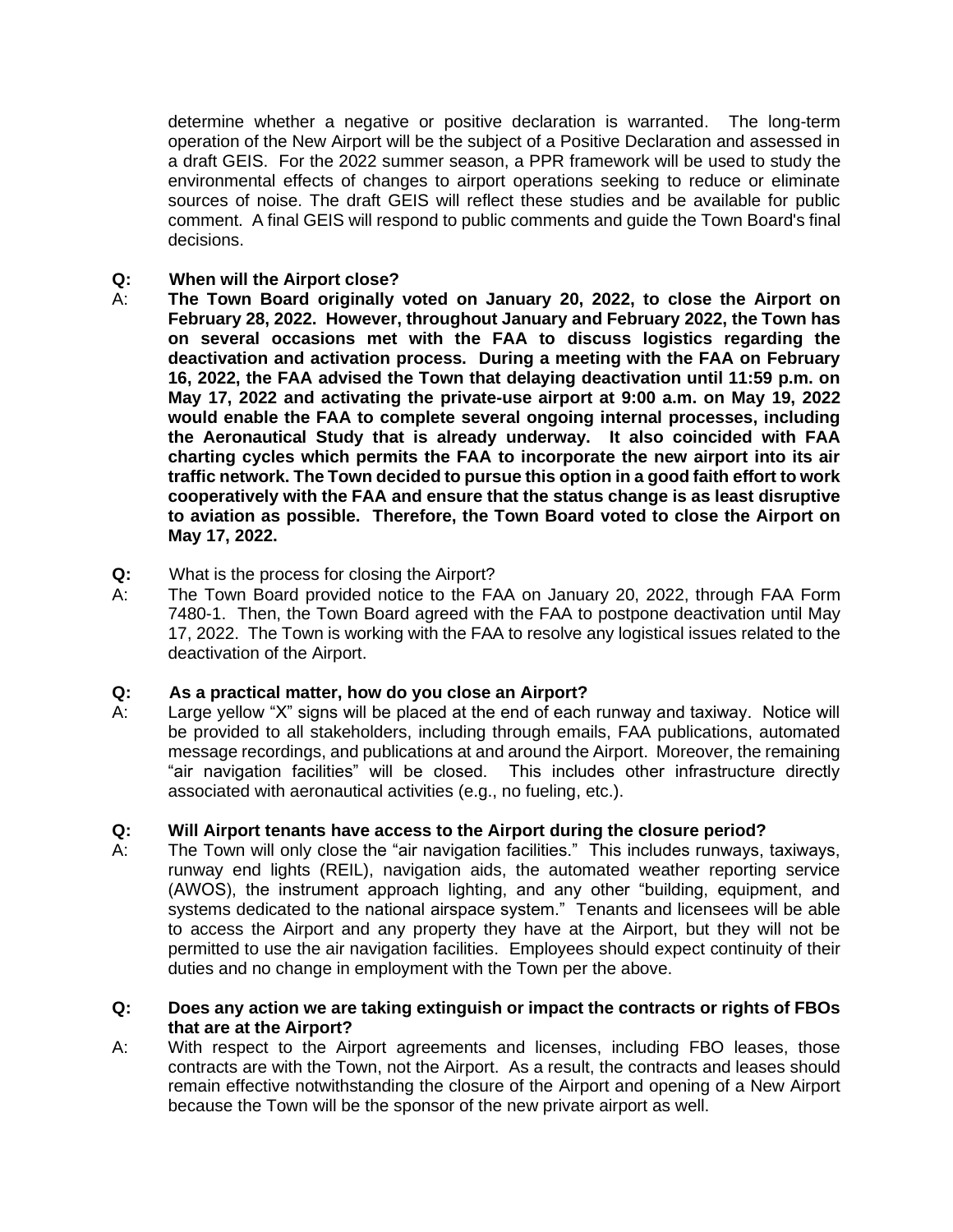determine whether a negative or positive declaration is warranted. The long-term operation of the New Airport will be the subject of a Positive Declaration and assessed in a draft GEIS. For the 2022 summer season, a PPR framework will be used to study the environmental effects of changes to airport operations seeking to reduce or eliminate sources of noise. The draft GEIS will reflect these studies and be available for public comment. A final GEIS will respond to public comments and guide the Town Board's final decisions.

**Q: When will the Airport close?**

A: **The Town Board originally voted on January 20, 2022, to close the Airport on February 28, 2022. However, throughout January and February 2022, the Town has on several occasions met with the FAA to discuss logistics regarding the deactivation and activation process. During a meeting with the FAA on February 16, 2022, the FAA advised the Town that delaying deactivation until 11:59 p.m. on May 17, 2022 and activating the private-use airport at 9:00 a.m. on May 19, 2022 would enable the FAA to complete several ongoing internal processes, including the Aeronautical Study that is already underway. It also coincided with FAA charting cycles which permits the FAA to incorporate the new airport into its air traffic network. The Town decided to pursue this option in a good faith effort to work cooperatively with the FAA and ensure that the status change is as least disruptive to aviation as possible. Therefore, the Town Board voted to close the Airport on May 17, 2022.**

**Q:** What is the process for closing the Airport?

A: The Town Board provided notice to the FAA on January 20, 2022, through FAA Form 7480-1. Then, the Town Board agreed with the FAA to postpone deactivation until May 17, 2022. The Town is working with the FAA to resolve any logistical issues related to the deactivation of the Airport.

**Q: As a practical matter, how do you close an Airport?**

A: Large yellow "X" signs will be placed at the end of each runway and taxiway. Notice will be provided to all stakeholders, including through emails, FAA publications, automated message recordings, and publications at and around the Airport. Moreover, the remaining "air navigation facilities" will be closed. This includes other infrastructure directly associated with aeronautical activities (e.g., no fueling, etc.).

**Q: Will Airport tenants have access to the Airport during the closure period?**

A: The Town will only close the "air navigation facilities." This includes runways, taxiways, runway end lights (REIL), navigation aids, the automated weather reporting service (AWOS), the instrument approach lighting, and any other "building, equipment, and systems dedicated to the national airspace system." Tenants and licensees will be able to access the Airport and any property they have at the Airport, but they will not be permitted to use the air navigation facilities. Employees should expect continuity of their duties and no change in employment with the Town per the above.

**Q: Does any action we are taking extinguish or impact the contracts or rights of FBOs that are at the Airport?**

A: With respect to the Airport agreements and licenses, including FBO leases, those contracts are with the Town, not the Airport. As a result, the contracts and leases should remain effective notwithstanding the closure of the Airport and opening of a New Airport because the Town will be the sponsor of the new private airport as well.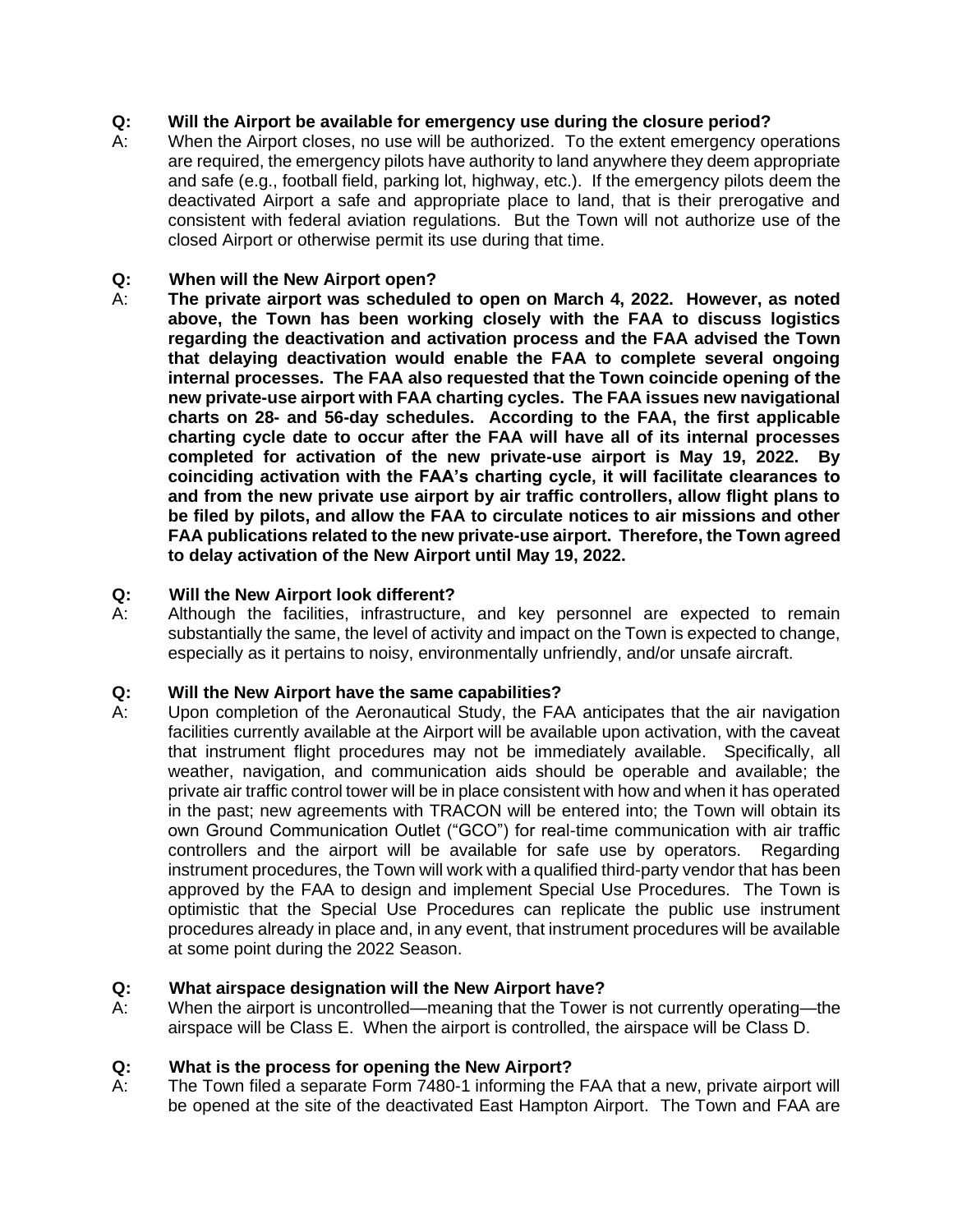**Q: Will the Airport be available for emergency use during the closure period?**

A: When the Airport closes, no use will be authorized. To the extent emergency operations are required, the emergency pilots have authority to land anywhere they deem appropriate and safe (e.g., football field, parking lot, highway, etc.). If the emergency pilots deem the deactivated Airport a safe and appropriate place to land, that is their prerogative and consistent with federal aviation regulations. But the Town will not authorize use of the closed Airport or otherwise permit its use during that time.

**Q: When will the New Airport open?**

A: **The private airport was scheduled to open on March 4, 2022. However, as noted above, the Town has been working closely with the FAA to discuss logistics regarding the deactivation and activation process and the FAA advised the Town that delaying deactivation would enable the FAA to complete several ongoing internal processes. The FAA also requested that the Town coincide opening of the new private-use airport with FAA charting cycles. The FAA issues new navigational charts on 28- and 56-day schedules. According to the FAA, the first applicable charting cycle date to occur after the FAA will have all of its internal processes completed for activation of the new private-use airport is May 19, 2022. By coinciding activation with the FAA's charting cycle, it will facilitate clearances to and from the new private use airport by air traffic controllers, allow flight plans to be filed by pilots, and allow the FAA to circulate notices to air missions and other FAA publications related to the new private-use airport. Therefore, the Town agreed to delay activation of the New Airport until May 19, 2022.**

**Q: Will the New Airport look different?**

A: Although the facilities, infrastructure, and key personnel are expected to remain substantially the same, the level of activity and impact on the Town is expected to change, especially as it pertains to noisy, environmentally unfriendly, and/or unsafe aircraft.

**Q: Will the New Airport have the same capabilities?**

A: Upon completion of the Aeronautical Study, the FAA anticipates that the air navigation facilities currently available at the Airport will be available upon activation, with the caveat that instrument flight procedures may not be immediately available. Specifically, all weather, navigation, and communication aids should be operable and available; the private air traffic control tower will be in place consistent with how and when it has operated in the past; new agreements with TRACON will be entered into; the Town will obtain its own Ground Communication Outlet ("GCO") for real-time communication with air traffic controllers and the airport will be available for safe use by operators. Regarding instrument procedures, the Town will work with a qualified third-party vendor that has been approved by the FAA to design and implement Special Use Procedures. The Town is optimistic that the Special Use Procedures can replicate the public use instrument procedures already in place and, in any event, that instrument procedures will be available at some point during the 2022 Season.

**Q: What airspace designation will the New Airport have?**

A: When the airport is uncontrolled—meaning that the Tower is not currently operating—the airspace will be Class E. When the airport is controlled, the airspace will be Class D.

**Q: What is the process for opening the New Airport?**

A: The Town filed a separate Form 7480-1 informing the FAA that a new, private airport will be opened at the site of the deactivated East Hampton Airport. The Town and FAA are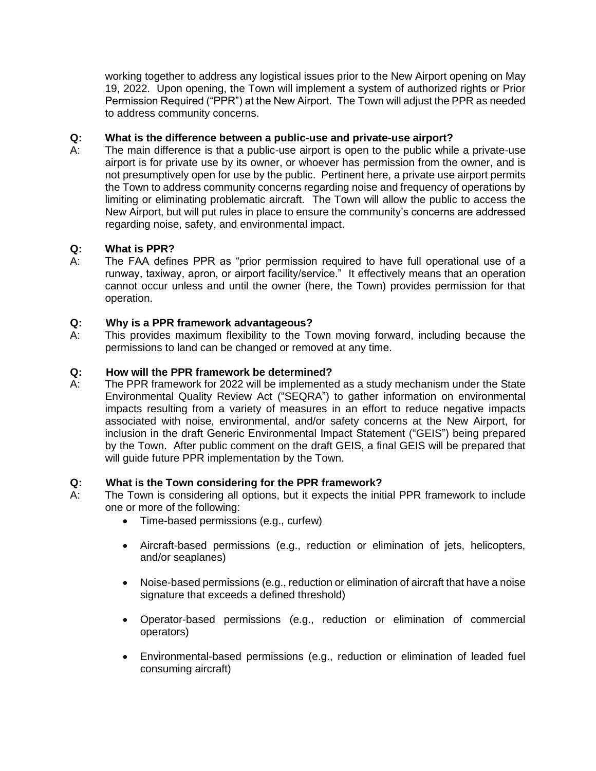working together to address any logistical issues prior to the New Airport opening on May 19, 2022. Upon opening, the Town will implement a system of authorized rights or Prior Permission Required ("PPR") at the New Airport. The Town will adjust the PPR as needed to address community concerns.

**Q: What is the difference between a public-use and private-use airport?**

A: The main difference is that a public-use airport is open to the public while a private-use airport is for private use by its owner, or whoever has permission from the owner, and is not presumptively open for use by the public. Pertinent here, a private use airport permits the Town to address community concerns regarding noise and frequency of operations by limiting or eliminating problematic aircraft. The Town will allow the public to access the New Airport, but will put rules in place to ensure the community's concerns are addressed regarding noise, safety, and environmental impact.

**Q: What is PPR?**

A: The FAA defines PPR as "prior permission required to have full operational use of a runway, taxiway, apron, or airport facility/service." It effectively means that an operation cannot occur unless and until the owner (here, the Town) provides permission for that operation.

**Q: Why is a PPR framework advantageous?**

A: This provides maximum flexibility to the Town moving forward, including because the permissions to land can be changed or removed at any time.

**Q: How will the PPR framework be determined?**

A: The PPR framework for 2022 will be implemented as a study mechanism under the State Environmental Quality Review Act ("SEQRA") to gather information on environmental impacts resulting from a variety of measures in an effort to reduce negative impacts associated with noise, environmental, and/or safety concerns at the New Airport, for inclusion in the draft Generic Environmental Impact Statement ("GEIS") being prepared by the Town. After public comment on the draft GEIS, a final GEIS will be prepared that will guide future PPR implementation by the Town.

**Q: What is the Town considering for the PPR framework?**

A: The Town is considering all options, but it expects the initial PPR framework to include one or more of the following:

- Time-based permissions (e.g., curfew)
- Aircraft-based permissions (e.g., reduction or elimination of jets, helicopters, and/or seaplanes)
- Noise-based permissions (e.g., reduction or elimination of aircraft that have a noise signature that exceeds a defined threshold)
- Operator-based permissions (e.g., reduction or elimination of commercial operators)
- Environmental-based permissions (e.g., reduction or elimination of leaded fuel consuming aircraft)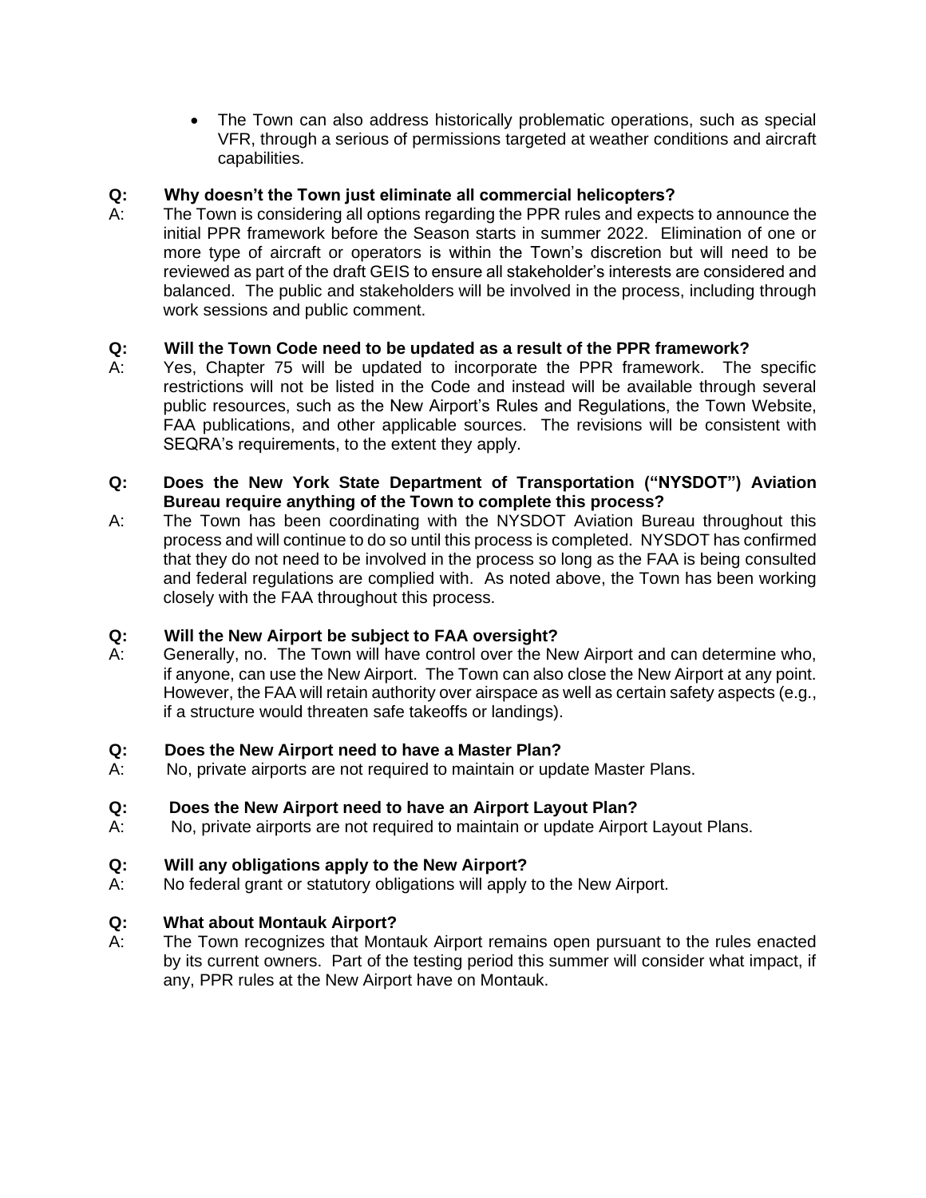- The Town can also address historically problematic operations, such as special VFR, through a serious of permissions targeted at weather conditions and aircraft capabilities.

**Q: Why doesn't the Town just eliminate all commercial helicopters?**

A: The Town is considering all options regarding the PPR rules and expects to announce the initial PPR framework before the Season starts in summer 2022. Elimination of one or more type of aircraft or operators is within the Town's discretion but will need to be reviewed as part of the draft GEIS to ensure all stakeholder's interests are considered and balanced. The public and stakeholders will be involved in the process, including through work sessions and public comment.

**Q: Will the Town Code need to be updated as a result of the PPR framework?**

A: Yes, Chapter 75 will be updated to incorporate the PPR framework. The specific restrictions will not be listed in the Code and instead will be available through several public resources, such as the New Airport's Rules and Regulations, the Town Website, FAA publications, and other applicable sources. The revisions will be consistent with SEQRA's requirements, to the extent they apply.

**Q: Does the New York State Department of Transportation ("NYSDOT") Aviation Bureau require anything of the Town to complete this process?**

A: The Town has been coordinating with the NYSDOT Aviation Bureau throughout this process and will continue to do so until this process is completed. NYSDOT has confirmed that they do not need to be involved in the process so long as the FAA is being consulted and federal regulations are complied with. As noted above, the Town has been working closely with the FAA throughout this process.

**Q: Will the New Airport be subject to FAA oversight?**

A: Generally, no. The Town will have control over the New Airport and can determine who, if anyone, can use the New Airport. The Town can also close the New Airport at any point. However, the FAA will retain authority over airspace as well as certain safety aspects (e.g., if a structure would threaten safe takeoffs or landings).

**Q: Does the New Airport need to have a Master Plan?**

A: No, private airports are not required to maintain or update Master Plans.

**Q: Does the New Airport need to have an Airport Layout Plan?**

A: No, private airports are not required to maintain or update Airport Layout Plans.

**Q: Will any obligations apply to the New Airport?**

A: No federal grant or statutory obligations will apply to the New Airport.

**Q: What about Montauk Airport?**

A: The Town recognizes that Montauk Airport remains open pursuant to the rules enacted by its current owners. Part of the testing period this summer will consider what impact, if any, PPR rules at the New Airport have on Montauk.